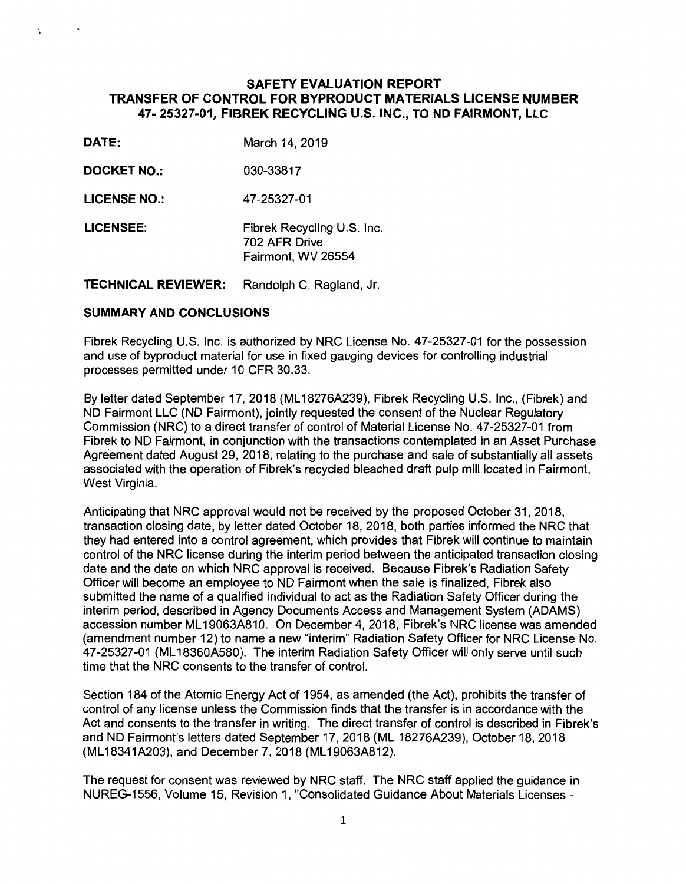# SAFETY EVALUATION REPORT
# TRANSFER OF CONTROL FOR BYPRODUCT MATERIALS LICENSE NUMBER 47- 25327-01, FIBREK RECYCLING U.S. INC., TO ND FAIRMONT, LLC

**DATE:** March 14, 2019

**DOCKET NO.:** 030-33817

**LICENSE NO.:** 47-25327-01

**LICENSEE:** Fibrek Recycling U.S. Inc.
702 AFR Drive
Fairmont, WV 26554

**TECHNICAL REVIEWER:** Randolph C. Ragland, Jr.

## SUMMARY AND CONCLUSIONS

Fibrek Recycling U.S. Inc. is authorized by NRC License No. 47-25327-01 for the possession and use of byproduct material for use in fixed gauging devices for controlling industrial processes permitted under 10 CFR 30.33.

By letter dated September 17, 2018 (ML18276A239), Fibrek Recycling U.S. Inc., (Fibrek) and ND Fairmont LLC (ND Fairmont), jointly requested the consent of the Nuclear Regulatory Commission (NRC) to a direct transfer of control of Material License No. 47-25327-01 from Fibrek to ND Fairmont, in conjunction with the transactions contemplated in an Asset Purchase Agreement dated August 29, 2018, relating to the purchase and sale of substantially all assets associated with the operation of Fibrek's recycled bleached draft pulp mill located in Fairmont, West Virginia.

Anticipating that NRC approval would not be received by the proposed October 31, 2018, transaction closing date, by letter dated October 18, 2018, both parties informed the NRC that they had entered into a control agreement, which provides that Fibrek will continue to maintain control of the NRC license during the interim period between the anticipated transaction closing date and the date on which NRC approval is received. Because Fibrek's Radiation Safety Officer will become an employee to ND Fairmont when the sale is finalized, Fibrek also submitted the name of a qualified individual to act as the Radiation Safety Officer during the interim period, described in Agency Documents Access and Management System (ADAMS) accession number ML19063A810. On December 4, 2018, Fibrek's NRC license was amended (amendment number 12) to name a new "interim" Radiation Safety Officer for NRC License No. 47-25327-01 (ML18360A580). The interim Radiation Safety Officer will only serve until such time that the NRC consents to the transfer of control.

Section 184 of the Atomic Energy Act of 1954, as amended (the Act), prohibits the transfer of control of any license unless the Commission finds that the transfer is in accordance with the Act and consents to the transfer in writing. The direct transfer of control is described in Fibrek's and ND Fairmont's letters dated September 17, 2018 (ML 18276A239), October 18, 2018 (ML18341A203), and December 7, 2018 (ML19063A812).

The request for consent was reviewed by NRC staff. The NRC staff applied the guidance in NUREG-1556, Volume 15, Revision 1, "Consolidated Guidance About Materials Licenses -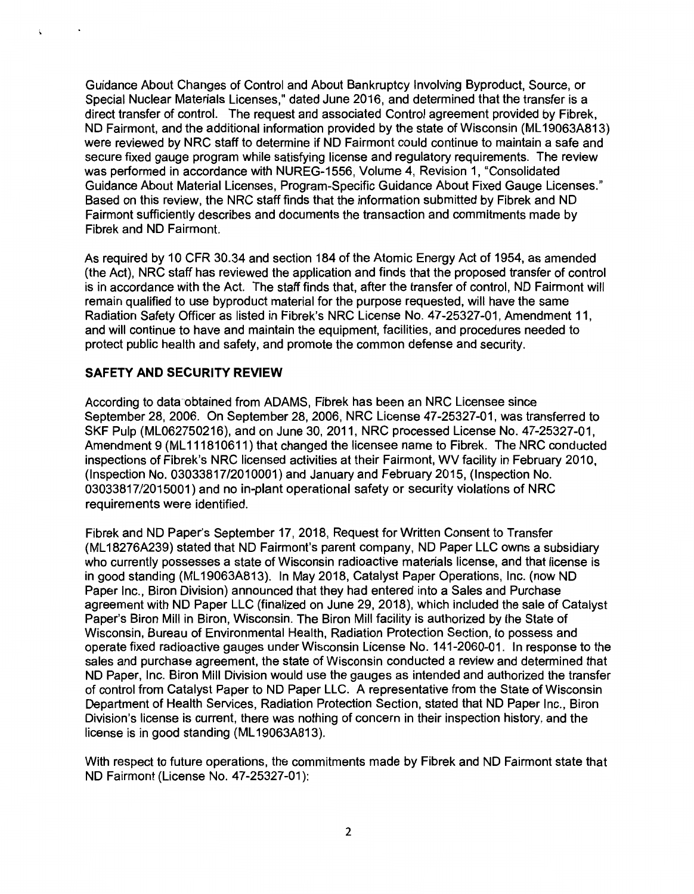Guidance About Changes of Control and About Bankruptcy Involving Byproduct, Source, or Special Nuclear Materials Licenses," dated June 2016, and determined that the transfer is a direct transfer of control. The request and associated Control agreement provided by Fibrek, ND Fairmont, and the additional information provided by the state of Wisconsin (ML19063A813) were reviewed by NRC staff to determine if ND Fairmont could continue to maintain a safe and secure fixed gauge program while satisfying license and regulatory requirements. The review was performed in accordance with NUREG-1556, Volume 4, Revision 1, "Consolidated Guidance About Material Licenses, Program-Specific Guidance About Fixed Gauge Licenses." Based on this review, the NRC staff finds that the information submitted by Fibrek and ND Fairmont sufficiently describes and documents the transaction and commitments made by Fibrek and ND Fairmont.

As required by 10 CFR 30.34 and section 184 of the Atomic Energy Act of 1954, as amended (the Act), NRC staff has reviewed the application and finds that the proposed transfer of control is in accordance with the Act. The staff finds that, after the transfer of control, ND Fairmont will remain qualified to use byproduct material for the purpose requested, will have the same Radiation Safety Officer as listed in Fibrek's NRC License No. 47-25327-01, Amendment 11, and will continue to have and maintain the equipment, facilities, and procedures needed to protect public health and safety, and promote the common defense and security.

## SAFETY AND SECURITY REVIEW

According to data obtained from ADAMS, Fibrek has been an NRC Licensee since September 28, 2006. On September 28, 2006, NRC License 47-25327-01, was transferred to SKF Pulp (ML062750216), and on June 30, 2011, NRC processed License No. 47-25327-01, Amendment 9 (ML111810611) that changed the licensee name to Fibrek. The NRC conducted inspections of Fibrek's NRC licensed activities at their Fairmont, WV facility in February 2010, (Inspection No. 03033817/2010001) and January and February 2015, (Inspection No. 03033817/2015001) and no in-plant operational safety or security violations of NRC requirements were identified.

Fibrek and ND Paper's September 17, 2018, Request for Written Consent to Transfer (ML18276A239) stated that ND Fairmont's parent company, ND Paper LLC owns a subsidiary who currently possesses a state of Wisconsin radioactive materials license, and that license is in good standing (ML19063A813). In May 2018, Catalyst Paper Operations, Inc. (now ND Paper Inc., Biron Division) announced that they had entered into a Sales and Purchase agreement with ND Paper LLC (finalized on June 29, 2018), which included the sale of Catalyst Paper's Biron Mill in Biron, Wisconsin. The Biron Mill facility is authorized by the State of Wisconsin, Bureau of Environmental Health, Radiation Protection Section, to possess and operate fixed radioactive gauges under Wisconsin License No. 141-2060-01. In response to the sales and purchase agreement, the state of Wisconsin conducted a review and determined that ND Paper, Inc. Biron Mill Division would use the gauges as intended and authorized the transfer of control from Catalyst Paper to ND Paper LLC. A representative from the State of Wisconsin Department of Health Services, Radiation Protection Section, stated that ND Paper Inc., Biron Division's license is current, there was nothing of concern in their inspection history, and the license is in good standing (ML19063A813).

With respect to future operations, the commitments made by Fibrek and ND Fairmont state that ND Fairmont (License No. 47-25327-01):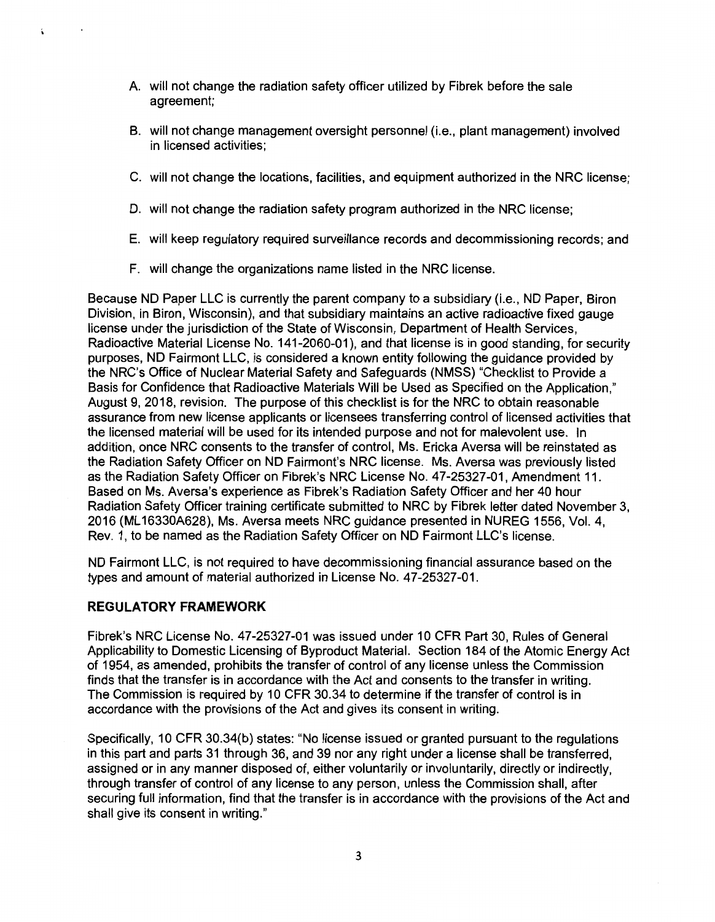A. will not change the radiation safety officer utilized by Fibrek before the sale agreement;

B. will not change management oversight personnel (i.e., plant management) involved in licensed activities;

C. will not change the locations, facilities, and equipment authorized in the NRC license;

D. will not change the radiation safety program authorized in the NRC license;

E. will keep regulatory required surveillance records and decommissioning records; and

F. will change the organizations name listed in the NRC license.

Because ND Paper LLC is currently the parent company to a subsidiary (i.e., ND Paper, Biron Division, in Biron, Wisconsin), and that subsidiary maintains an active radioactive fixed gauge license under the jurisdiction of the State of Wisconsin, Department of Health Services, Radioactive Material License No. 141-2060-01), and that license is in good standing, for security purposes, ND Fairmont LLC, is considered a known entity following the guidance provided by the NRC's Office of Nuclear Material Safety and Safeguards (NMSS) "Checklist to Provide a Basis for Confidence that Radioactive Materials Will be Used as Specified on the Application," August 9, 2018, revision. The purpose of this checklist is for the NRC to obtain reasonable assurance from new license applicants or licensees transferring control of licensed activities that the licensed material will be used for its intended purpose and not for malevolent use. In addition, once NRC consents to the transfer of control, Ms. Ericka Aversa will be reinstated as the Radiation Safety Officer on ND Fairmont's NRC license. Ms. Aversa was previously listed as the Radiation Safety Officer on Fibrek's NRC License No. 47-25327-01, Amendment 11. Based on Ms. Aversa's experience as Fibrek's Radiation Safety Officer and her 40 hour Radiation Safety Officer training certificate submitted to NRC by Fibrek letter dated November 3, 2016 (ML16330A628), Ms. Aversa meets NRC guidance presented in NUREG 1556, Vol. 4, Rev. 1, to be named as the Radiation Safety Officer on ND Fairmont LLC's license.

ND Fairmont LLC, is not required to have decommissioning financial assurance based on the types and amount of material authorized in License No. 47-25327-01.

## REGULATORY FRAMEWORK

Fibrek's NRC License No. 47-25327-01 was issued under 10 CFR Part 30, Rules of General Applicability to Domestic Licensing of Byproduct Material. Section 184 of the Atomic Energy Act of 1954, as amended, prohibits the transfer of control of any license unless the Commission finds that the transfer is in accordance with the Act and consents to the transfer in writing. The Commission is required by 10 CFR 30.34 to determine if the transfer of control is in accordance with the provisions of the Act and gives its consent in writing.

Specifically, 10 CFR 30.34(b) states: "No license issued or granted pursuant to the regulations in this part and parts 31 through 36, and 39 nor any right under a license shall be transferred, assigned or in any manner disposed of, either voluntarily or involuntarily, directly or indirectly, through transfer of control of any license to any person, unless the Commission shall, after securing full information, find that the transfer is in accordance with the provisions of the Act and shall give its consent in writing."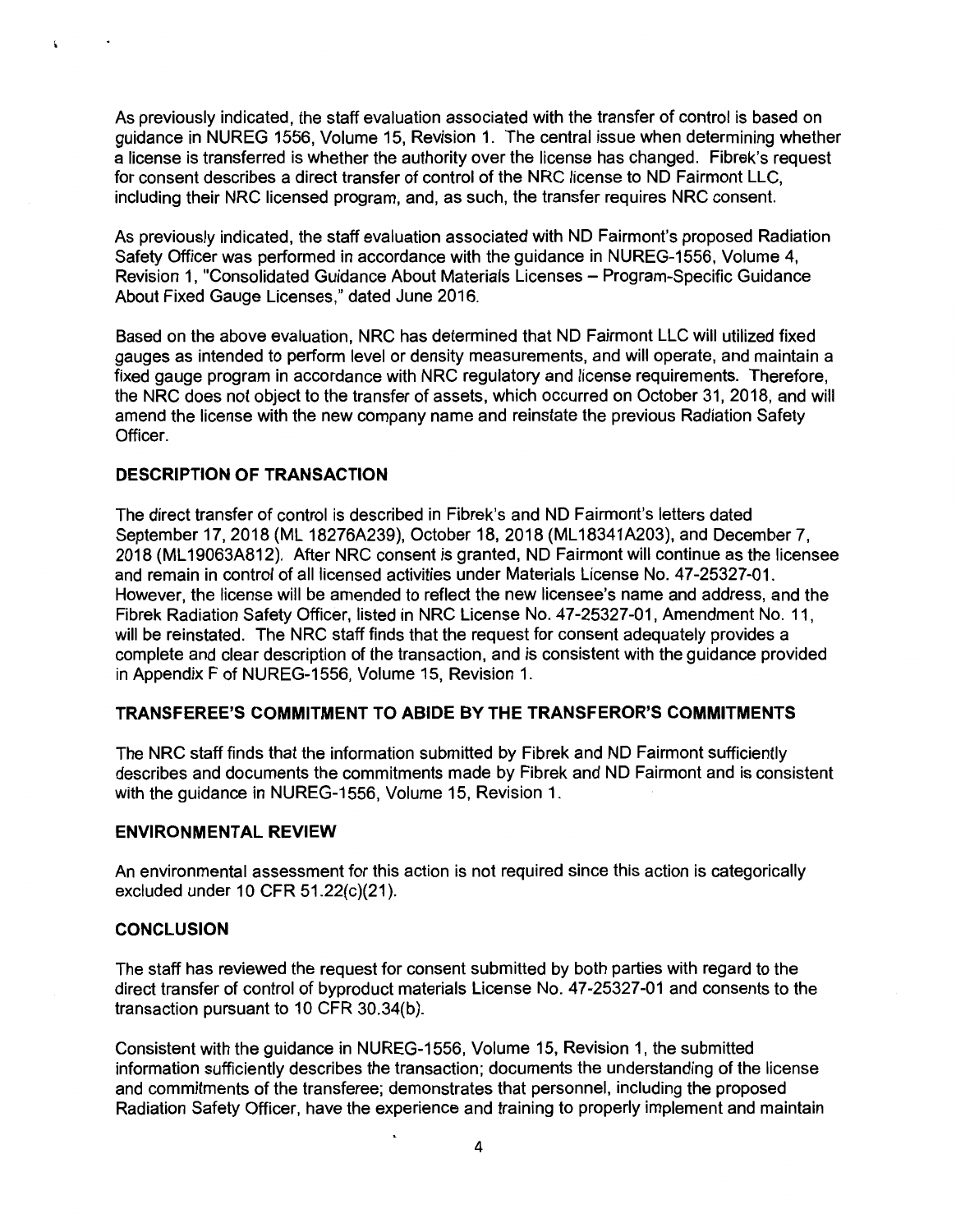As previously indicated, the staff evaluation associated with the transfer of control is based on guidance in NUREG 1556, Volume 15, Revision 1. The central issue when determining whether a license is transferred is whether the authority over the license has changed. Fibrek's request for consent describes a direct transfer of control of the NRC license to ND Fairmont LLC, including their NRC licensed program, and, as such, the transfer requires NRC consent.

As previously indicated, the staff evaluation associated with ND Fairmont's proposed Radiation Safety Officer was performed in accordance with the guidance in NUREG-1556, Volume 4, Revision 1, "Consolidated Guidance About Materials Licenses – Program-Specific Guidance About Fixed Gauge Licenses," dated June 2016.

Based on the above evaluation, NRC has determined that ND Fairmont LLC will utilized fixed gauges as intended to perform level or density measurements, and will operate, and maintain a fixed gauge program in accordance with NRC regulatory and license requirements. Therefore, the NRC does not object to the transfer of assets, which occurred on October 31, 2018, and will amend the license with the new company name and reinstate the previous Radiation Safety Officer.

## DESCRIPTION OF TRANSACTION

The direct transfer of control is described in Fibrek's and ND Fairmont's letters dated September 17, 2018 (ML 18276A239), October 18, 2018 (ML18341A203), and December 7, 2018 (ML19063A812). After NRC consent is granted, ND Fairmont will continue as the licensee and remain in control of all licensed activities under Materials License No. 47-25327-01. However, the license will be amended to reflect the new licensee's name and address, and the Fibrek Radiation Safety Officer, listed in NRC License No. 47-25327-01, Amendment No. 11, will be reinstated. The NRC staff finds that the request for consent adequately provides a complete and clear description of the transaction, and is consistent with the guidance provided in Appendix F of NUREG-1556, Volume 15, Revision 1.

## TRANSFEREE'S COMMITMENT TO ABIDE BY THE TRANSFEROR'S COMMITMENTS

The NRC staff finds that the information submitted by Fibrek and ND Fairmont sufficiently describes and documents the commitments made by Fibrek and ND Fairmont and is consistent with the guidance in NUREG-1556, Volume 15, Revision 1.

## ENVIRONMENTAL REVIEW

An environmental assessment for this action is not required since this action is categorically excluded under 10 CFR 51.22(c)(21).

## CONCLUSION

The staff has reviewed the request for consent submitted by both parties with regard to the direct transfer of control of byproduct materials License No. 47-25327-01 and consents to the transaction pursuant to 10 CFR 30.34(b).

Consistent with the guidance in NUREG-1556, Volume 15, Revision 1, the submitted information sufficiently describes the transaction; documents the understanding of the license and commitments of the transferee; demonstrates that personnel, including the proposed Radiation Safety Officer, have the experience and training to properly implement and maintain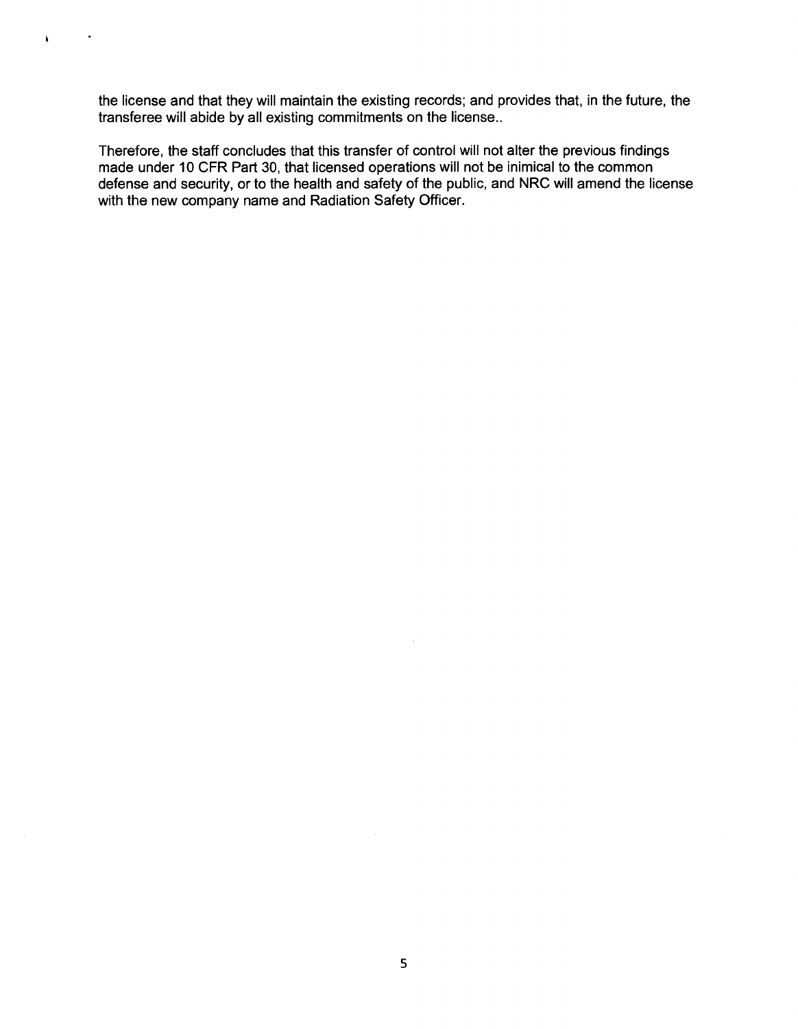the license and that they will maintain the existing records; and provides that, in the future, the transferee will abide by all existing commitments on the license..

Therefore, the staff concludes that this transfer of control will not alter the previous findings made under 10 CFR Part 30, that licensed operations will not be inimical to the common defense and security, or to the health and safety of the public, and NRC will amend the license with the new company name and Radiation Safety Officer.